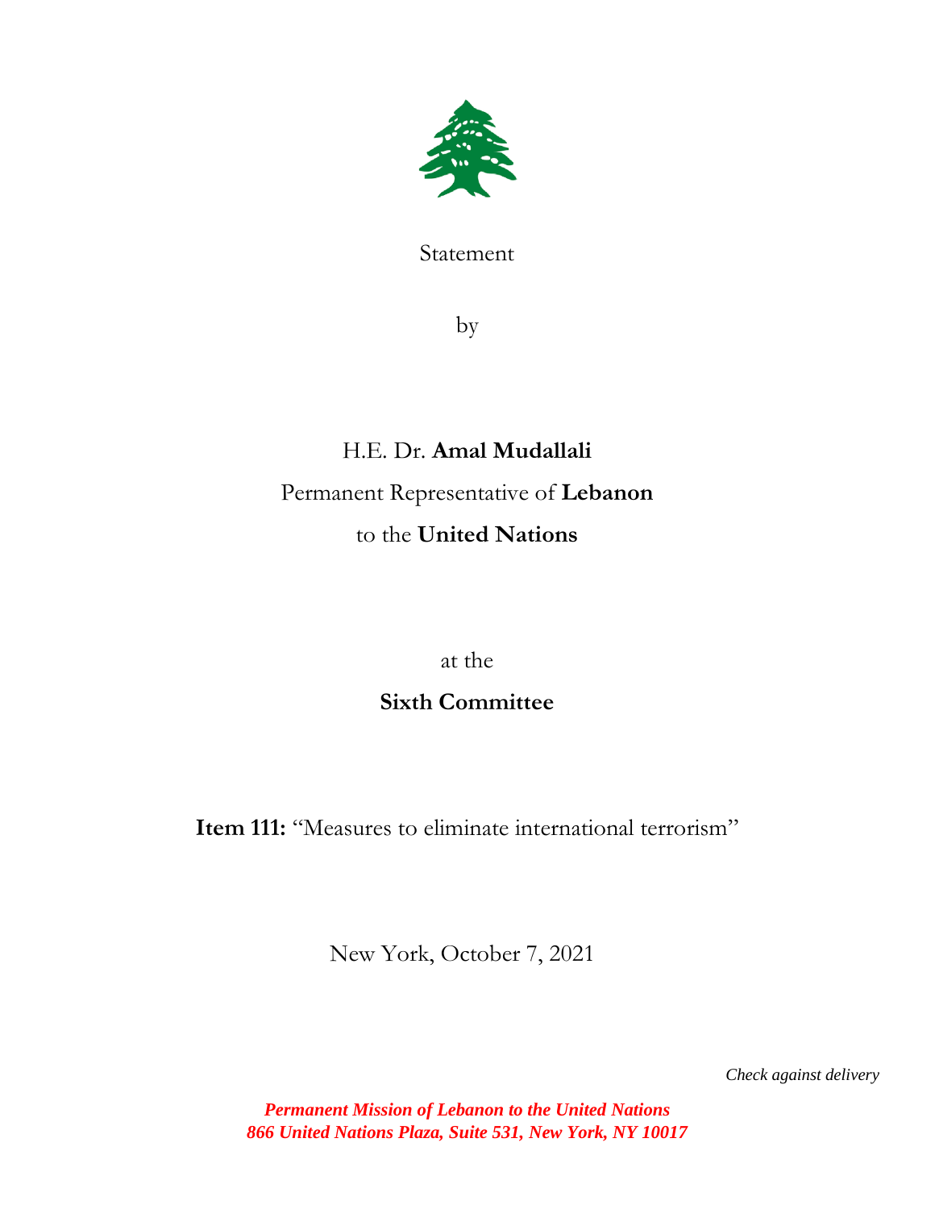Statement

by

H.E. Dr. **Amal Mudallali**

Permanent Representative of **Lebanon**

to the **United Nations**

at the

**Sixth Committee**

**Item 111:** "Measures to eliminate international terrorism"

New York, October 7, 2021

*Check against delivery*

***Permanent Mission of Lebanon to the United Nations***
***866 United Nations Plaza, Suite 531, New York, NY 10017***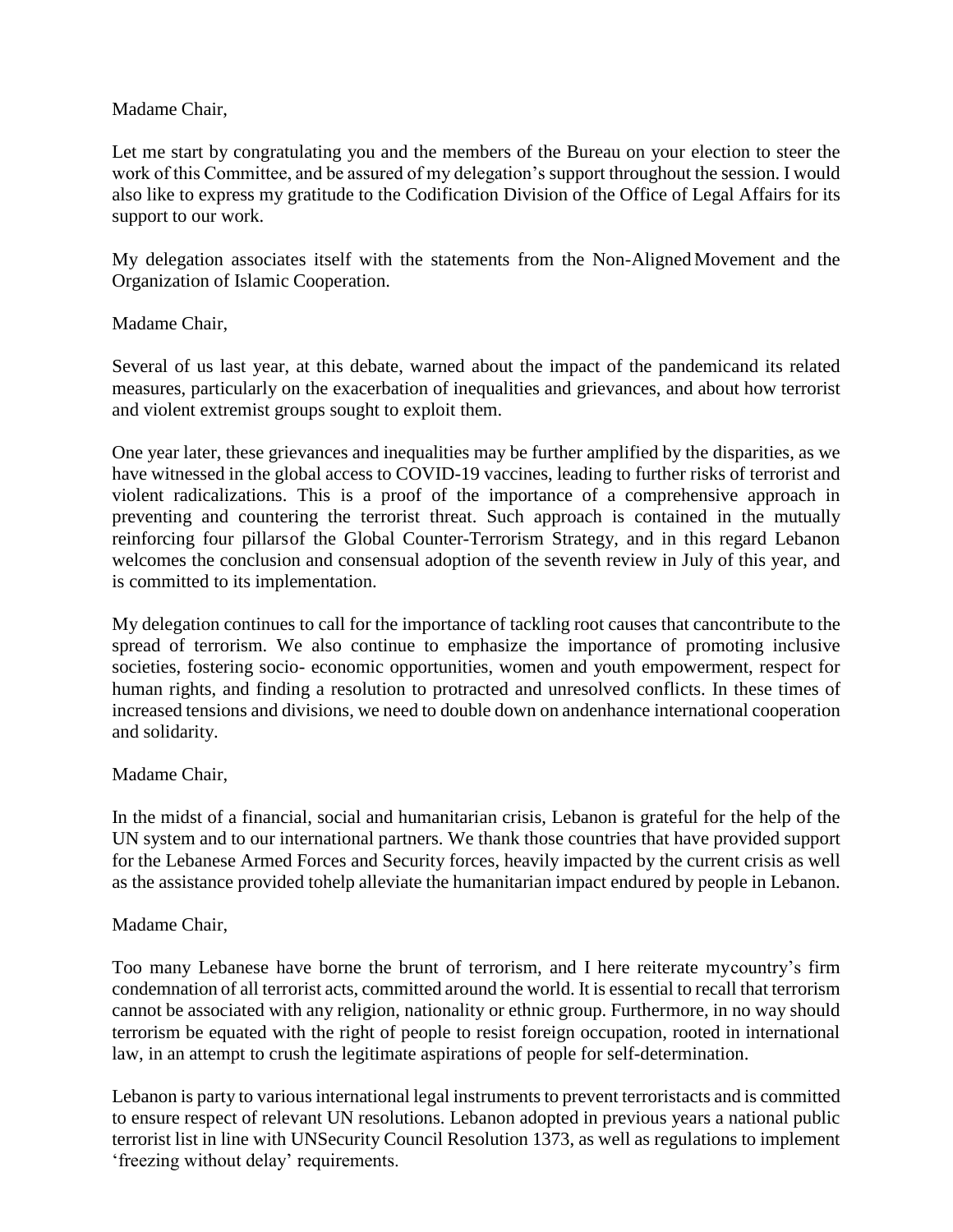Madame Chair,

Let me start by congratulating you and the members of the Bureau on your election to steer the work of this Committee, and be assured of my delegation's support throughout the session. I would also like to express my gratitude to the Codification Division of the Office of Legal Affairs for its support to our work.

My delegation associates itself with the statements from the Non-Aligned Movement and the Organization of Islamic Cooperation.

Madame Chair,

Several of us last year, at this debate, warned about the impact of the pandemicand its related measures, particularly on the exacerbation of inequalities and grievances, and about how terrorist and violent extremist groups sought to exploit them.

One year later, these grievances and inequalities may be further amplified by the disparities, as we have witnessed in the global access to COVID-19 vaccines, leading to further risks of terrorist and violent radicalizations. This is a proof of the importance of a comprehensive approach in preventing and countering the terrorist threat. Such approach is contained in the mutually reinforcing four pillarsof the Global Counter-Terrorism Strategy, and in this regard Lebanon welcomes the conclusion and consensual adoption of the seventh review in July of this year, and is committed to its implementation.

My delegation continues to call for the importance of tackling root causes that cancontribute to the spread of terrorism. We also continue to emphasize the importance of promoting inclusive societies, fostering socio- economic opportunities, women and youth empowerment, respect for human rights, and finding a resolution to protracted and unresolved conflicts. In these times of increased tensions and divisions, we need to double down on andenhance international cooperation and solidarity.

Madame Chair,

In the midst of a financial, social and humanitarian crisis, Lebanon is grateful for the help of the UN system and to our international partners. We thank those countries that have provided support for the Lebanese Armed Forces and Security forces, heavily impacted by the current crisis as well as the assistance provided tohelp alleviate the humanitarian impact endured by people in Lebanon.

Madame Chair,

Too many Lebanese have borne the brunt of terrorism, and I here reiterate mycountry's firm condemnation of all terrorist acts, committed around the world. It is essential to recall that terrorism cannot be associated with any religion, nationality or ethnic group. Furthermore, in no way should terrorism be equated with the right of people to resist foreign occupation, rooted in international law, in an attempt to crush the legitimate aspirations of people for self-determination.

Lebanon is party to various international legal instruments to prevent terroristacts and is committed to ensure respect of relevant UN resolutions. Lebanon adopted in previous years a national public terrorist list in line with UNSecurity Council Resolution 1373, as well as regulations to implement 'freezing without delay' requirements.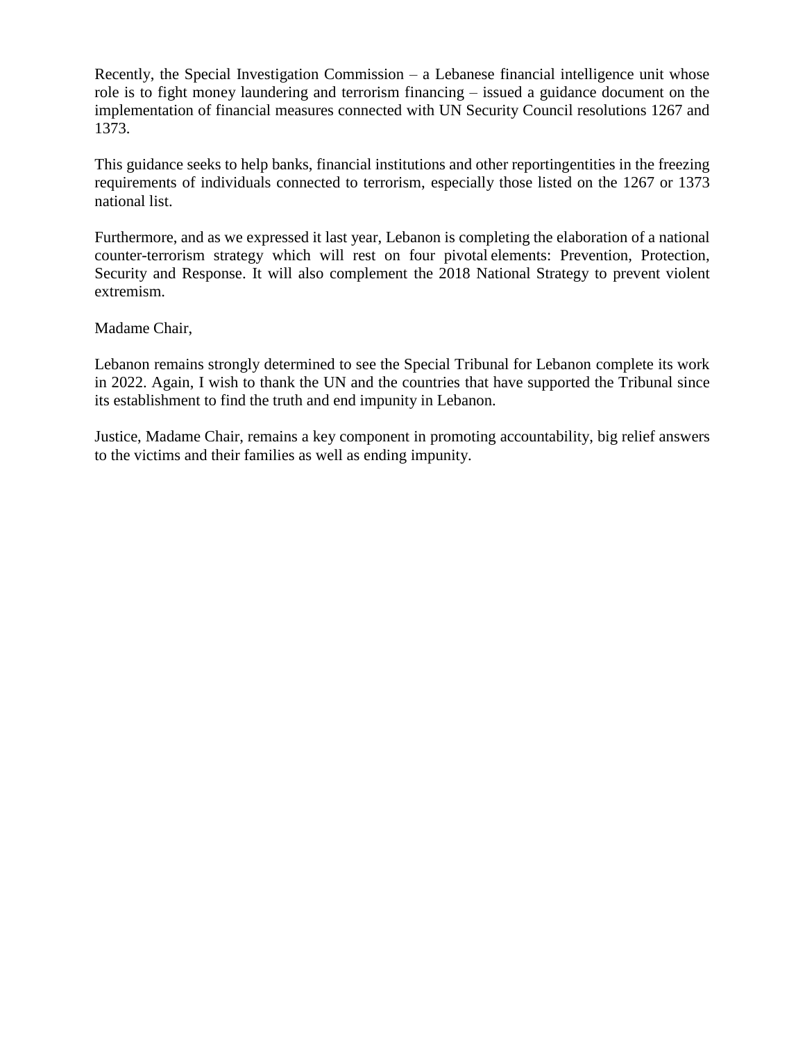Recently, the Special Investigation Commission – a Lebanese financial intelligence unit whose role is to fight money laundering and terrorism financing – issued a guidance document on the implementation of financial measures connected with UN Security Council resolutions 1267 and 1373.

This guidance seeks to help banks, financial institutions and other reportingentities in the freezing requirements of individuals connected to terrorism, especially those listed on the 1267 or 1373 national list.

Furthermore, and as we expressed it last year, Lebanon is completing the elaboration of a national counter-terrorism strategy which will rest on four pivotal elements: Prevention, Protection, Security and Response. It will also complement the 2018 National Strategy to prevent violent extremism.

Madame Chair,

Lebanon remains strongly determined to see the Special Tribunal for Lebanon complete its work in 2022. Again, I wish to thank the UN and the countries that have supported the Tribunal since its establishment to find the truth and end impunity in Lebanon.

Justice, Madame Chair, remains a key component in promoting accountability, big relief answers to the victims and their families as well as ending impunity.